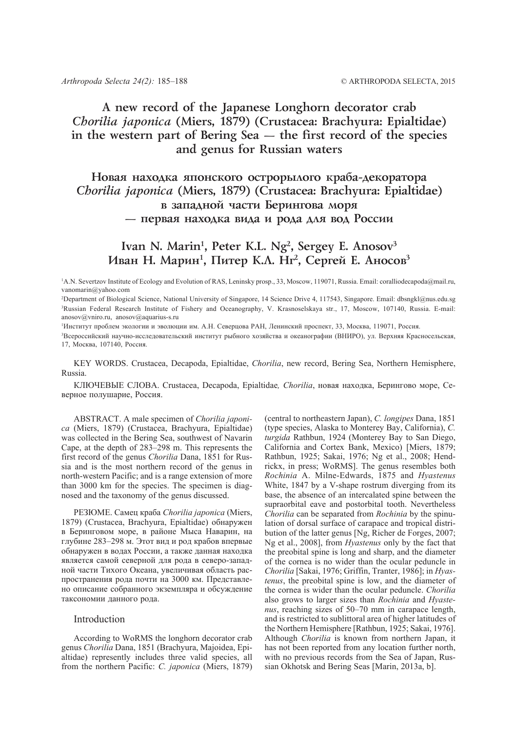# A new record of the Japanese Longhorn decorator crab *Chorilia japonica* (Miers, 1879) (Crustacea: Brachyura: Epialtidae) in the western part of Bering Sea — the first record of the species and genus for Russian waters

# Новая находка японского острорылого краба-декоратора *Chorilia japonica* (Miers, 1879) (Crustacea: Brachyura: Epialtidae) в западной части Берингова моря — первая находка вида и рода для вод России

## Ivan N. Marin[1], Peter K.L. Ng[2], Sergey E. Anosov[3]
## Иван Н. Марин[1], Питер К.Л. Нг[2], Сергей Е. Аносов[3]

[1]A.N. Severtzov Institute of Ecology and Evolution of RAS, Leninsky prosp., 33, Moscow, 119071, Russia. Email: coralliodecapoda@mail.ru, vanomarin@yahoo.com

[2]Department of Biological Science, National University of Singapore, 14 Science Drive 4, 117543, Singapore. Email: dbsngkl@nus.edu.sg

[3]Russian Federal Research Institute of Fishery and Oceanography, V. Krasnoselskaya str., 17, Moscow, 107140, Russia. E-mail: anosov@vniro.ru, anosov@aquarius-s.ru

[1]Институт проблем экологии и эволюции им. А.Н. Северцова РАН, Ленинский проспект, 33, Москва, 119071, Россия.

[3]Всероссийский научно-исследовательский институт рыбного хозяйства и океанографии (ВНИРО), ул. Верхняя Красносельская, 17, Москва, 107140, Россия.

KEY WORDS. Crustacea, Decapoda, Epialtidae, *Chorilia*, new record, Bering Sea, Northern Hemisphere, Russia.

КЛЮЧЕВЫЕ СЛОВА. Crustacea, Decapoda, Epialtidae*, Chorilia*, новая находка, Берингово море, Северное полушарие, Россия.

ABSTRACT. A male specimen of *Chorilia japonica* (Miers, 1879) (Crustacea, Brachyura, Epialtidae) was collected in the Bering Sea, southwest of Navarin Cape, at the depth of 283–298 m. This represents the first record of the genus *Chorilia* Dana, 1851 for Russia and is the most northern record of the genus in north-western Pacific; and is a range extension of more than 3000 km for the species. The specimen is diagnosed and the taxonomy of the genus discussed.

РЕЗЮМЕ. Самец краба *Chorilia japonica* (Miers, 1879) (Crustacea, Brachyura, Epialtidae) обнаружен в Беринговом море, в районе Мыса Наварин, на глубине 283–298 м. Этот вид и род крабов впервые обнаружен в водах России, а также данная находка является самой северной для рода в северо-западной части Тихого Океана, увеличивая область распространения рода почти на 3000 км. Представлено описание собранного экземпляра и обсуждение таксономии данного рода.

## Introduction

According to WoRMS the longhorn decorator crab genus *Chorilia* Dana, 1851 (Brachyura, Majoidea, Epialtidae) represently includes three valid species, all from the northern Pacific: *C. japonica* (Miers, 1879) (central to northeastern Japan), *C. longipes* Dana, 1851 (type species, Alaska to Monterey Bay, California), *C. turgida* Rathbun, 1924 (Monterey Bay to San Diego, California and Cortex Bank, Mexico) [Miers, 1879; Rathbun, 1925; Sakai, 1976; Ng et al., 2008; Hendrickx, in press; WoRMS]. The genus resembles both *Rochinia* A. Milne-Edwards, 1875 and *Hyastenus* White, 1847 by a V-shape rostrum diverging from its base, the absence of an intercalated spine between the supraorbital eave and postorbital tooth. Nevertheless *Chorilia* can be separated from *Rochinia* by the spinulation of dorsal surface of carapace and tropical distribution of the latter genus [Ng, Richer de Forges, 2007; Ng et al., 2008], from *Hyastenus* only by the fact that the preobital spine is long and sharp, and the diameter of the cornea is no wider than the ocular peduncle in *Chorilia* [Sakai, 1976; Griffin, Tranter, 1986]; in *Hyastenus*, the preobital spine is low, and the diameter of the cornea is wider than the ocular peduncle. *Chorilia* also grows to larger sizes than *Rochinia* and *Hyastenus*, reaching sizes of 50–70 mm in carapace length, and is restricted to sublittoral area of higher latitudes of the Northern Hemisphere [Rathbun, 1925; Sakai, 1976]. Although *Chorilia* is known from northern Japan, it has not been reported from any location further north, with no previous records from the Sea of Japan, Russian Okhotsk and Bering Seas [Marin, 2013a, b].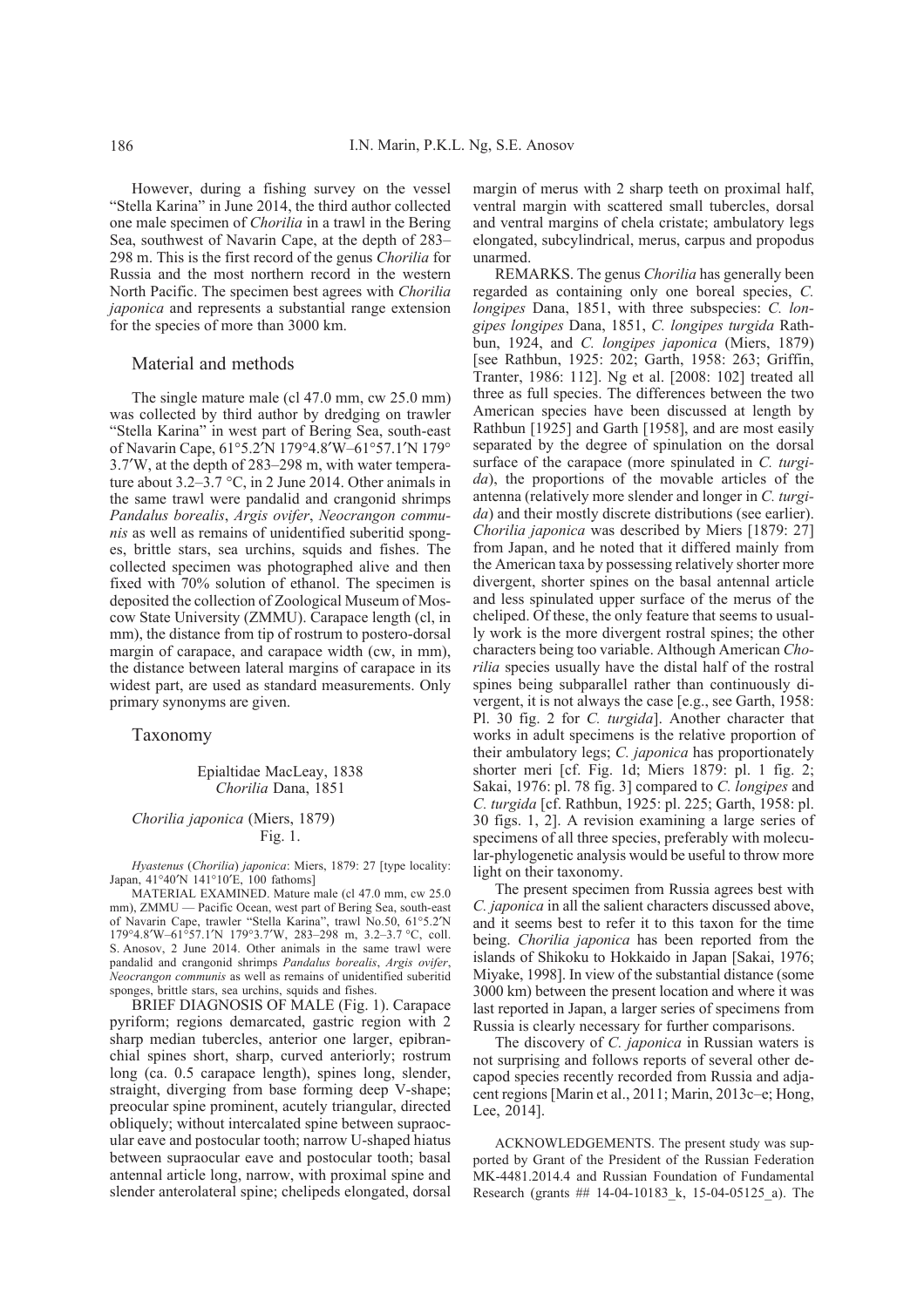However, during a fishing survey on the vessel "Stella Karina" in June 2014, the third author collected one male specimen of *Chorilia* in a trawl in the Bering Sea, southwest of Navarin Cape, at the depth of 283–298 m. This is the first record of the genus *Chorilia* for Russia and the most northern record in the western North Pacific. The specimen best agrees with *Chorilia japonica* and represents a substantial range extension for the species of more than 3000 km.

## Material and methods

The single mature male (cl 47.0 mm, cw 25.0 mm) was collected by third author by dredging on trawler "Stella Karina" in west part of Bering Sea, south-east of Navarin Cape, 61°5.2′N 179°4.8′W–61°57.1′N 179° 3.7′W, at the depth of 283–298 m, with water temperature about 3.2–3.7 °C, in 2 June 2014. Other animals in the same trawl were pandalid and crangonid shrimps *Pandalus borealis*, *Argis ovifer*, *Neocrangon communis* as well as remains of unidentified suberitid sponges, brittle stars, sea urchins, squids and fishes. The collected specimen was photographed alive and then fixed with 70% solution of ethanol. The specimen is deposited the collection of Zoological Museum of Moscow State University (ZMMU). Carapace length (cl, in mm), the distance from tip of rostrum to postero-dorsal margin of carapace, and carapace width (cw, in mm), the distance between lateral margins of carapace in its widest part, are used as standard measurements. Only primary synonyms are given.

## Taxonomy

### Epialtidae MacLeay, 1838
### *Chorilia* Dana, 1851

### *Chorilia japonica* (Miers, 1879)
Fig. 1.

*Hyastenus* (*Chorilia*) *japonica*: Miers, 1879: 27 [type locality: Japan, 41°40′N 141°10′E, 100 fathoms]

MATERIAL EXAMINED. Mature male (cl 47.0 mm, cw 25.0 mm), ZMMU — Pacific Ocean, west part of Bering Sea, south-east of Navarin Cape, trawler "Stella Karina", trawl No.50, 61°5.2′N 179°4.8′W–61°57.1′N 179°3.7′W, 283–298 m, 3.2–3.7 °C, coll. S. Anosov, 2 June 2014. Other animals in the same trawl were pandalid and crangonid shrimps *Pandalus borealis*, *Argis ovifer*, *Neocrangon communis* as well as remains of unidentified suberitid sponges, brittle stars, sea urchins, squids and fishes.

BRIEF DIAGNOSIS OF MALE (Fig. 1). Carapace pyriform; regions demarcated, gastric region with 2 sharp median tubercles, anterior one larger, epibranchial spines short, sharp, curved anteriorly; rostrum long (ca. 0.5 carapace length), spines long, slender, straight, diverging from base forming deep V-shape; preocular spine prominent, acutely triangular, directed obliquely; without intercalated spine between supraocular eave and postocular tooth; narrow U-shaped hiatus between supraocular eave and postocular tooth; basal antennal article long, narrow, with proximal spine and slender anterolateral spine; chelipeds elongated, dorsal margin of merus with 2 sharp teeth on proximal half, ventral margin with scattered small tubercles, dorsal and ventral margins of chela cristate; ambulatory legs elongated, subcylindrical, merus, carpus and propodus unarmed.

REMARKS. The genus *Chorilia* has generally been regarded as containing only one boreal species, *C. longipes* Dana, 1851, with three subspecies: *C. longipes longipes* Dana, 1851, *C. longipes turgida* Rathbun, 1924, and *C. longipes japonica* (Miers, 1879) [see Rathbun, 1925: 202; Garth, 1958: 263; Griffin, Tranter, 1986: 112]. Ng et al. [2008: 102] treated all three as full species. The differences between the two American species have been discussed at length by Rathbun [1925] and Garth [1958], and are most easily separated by the degree of spinulation on the dorsal surface of the carapace (more spinulated in *C. turgida*), the proportions of the movable articles of the antenna (relatively more slender and longer in *C. turgida*) and their mostly discrete distributions (see earlier). *Chorilia japonica* was described by Miers [1879: 27] from Japan, and he noted that it differed mainly from the American taxa by possessing relatively shorter more divergent, shorter spines on the basal antennal article and less spinulated upper surface of the merus of the cheliped. Of these, the only feature that seems to usually work is the more divergent rostral spines; the other characters being too variable. Although American *Chorilia* species usually have the distal half of the rostral spines being subparallel rather than continuously divergent, it is not always the case [e.g., see Garth, 1958: Pl. 30 fig. 2 for *C. turgida*]. Another character that works in adult specimens is the relative proportion of their ambulatory legs; *C. japonica* has proportionately shorter meri [cf. Fig. 1d; Miers 1879: pl. 1 fig. 2; Sakai, 1976: pl. 78 fig. 3] compared to *C. longipes* and *C. turgida* [cf. Rathbun, 1925: pl. 225; Garth, 1958: pl. 30 figs. 1, 2]. A revision examining a large series of specimens of all three species, preferably with molecular-phylogenetic analysis would be useful to throw more light on their taxonomy.

The present specimen from Russia agrees best with *C. japonica* in all the salient characters discussed above, and it seems best to refer it to this taxon for the time being. *Chorilia japonica* has been reported from the islands of Shikoku to Hokkaido in Japan [Sakai, 1976; Miyake, 1998]. In view of the substantial distance (some 3000 km) between the present location and where it was last reported in Japan, a larger series of specimens from Russia is clearly necessary for further comparisons.

The discovery of *C. japonica* in Russian waters is not surprising and follows reports of several other decapod species recently recorded from Russia and adjacent regions [Marin et al., 2011; Marin, 2013c–e; Hong, Lee, 2014].

ACKNOWLEDGEMENTS. The present study was supported by Grant of the President of the Russian Federation MK-4481.2014.4 and Russian Foundation of Fundamental Research (grants ## 14-04-10183_k, 15-04-05125_a). The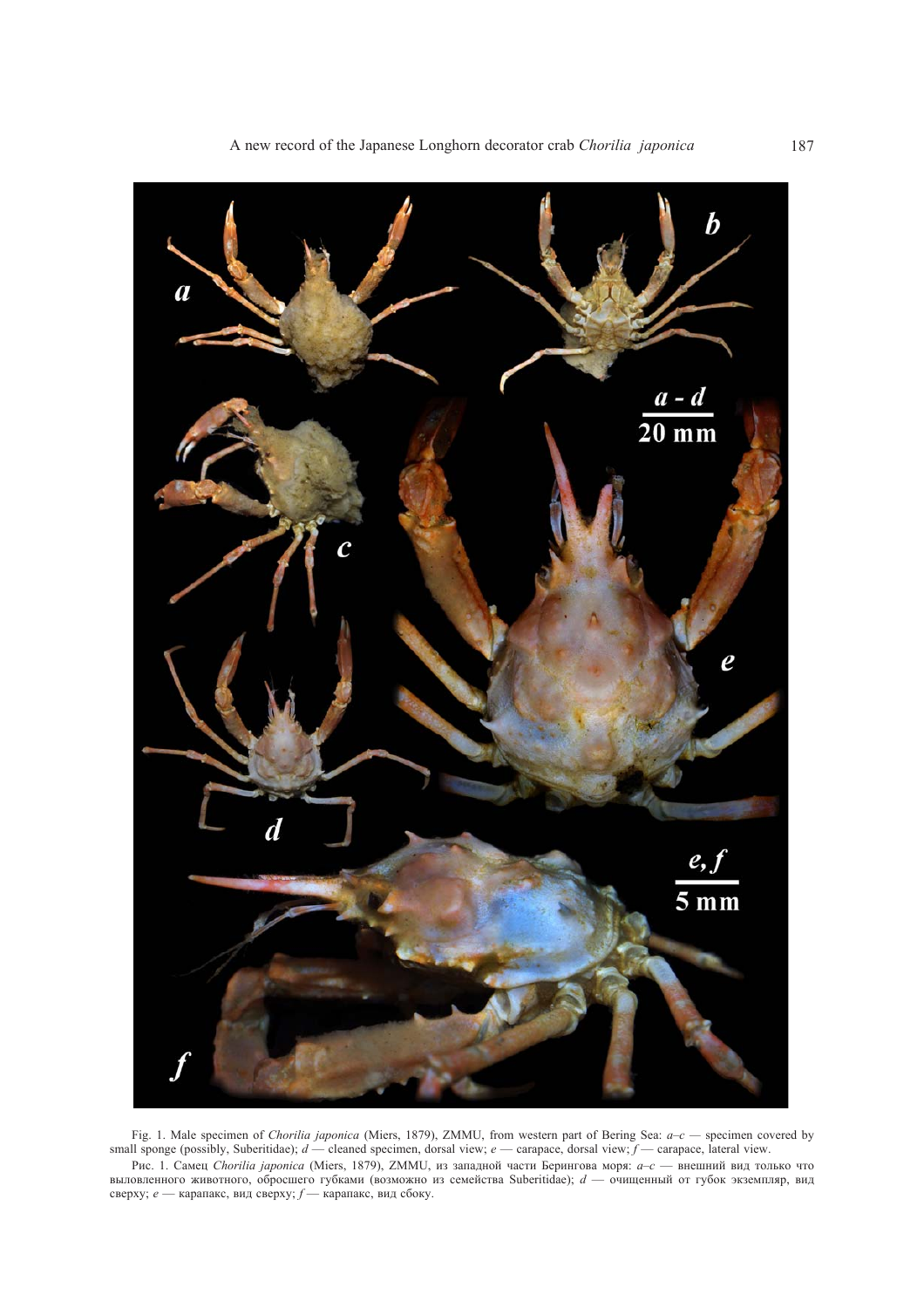Fig. 1. Male specimen of *Chorilia japonica* (Miers, 1879), ZMMU, from western part of Bering Sea: *a–c* — specimen covered by small sponge (possibly, Suberitidae); *d* — cleaned specimen, dorsal view; *e* — carapace, dorsal view; *f* — carapace, lateral view.

Рис. 1. Самец *Chorilia japonica* (Miers, 1879), ZMMU, из западной части Берингова моря: *a–c* — внешний вид только что выловленного животного, обросшего губками (возможно из семейства Suberitidae); *d* — очищенный от губок экземпляр, вид сверху; *e* — карапакс, вид сверху; *f* — карапакс, вид сбоку.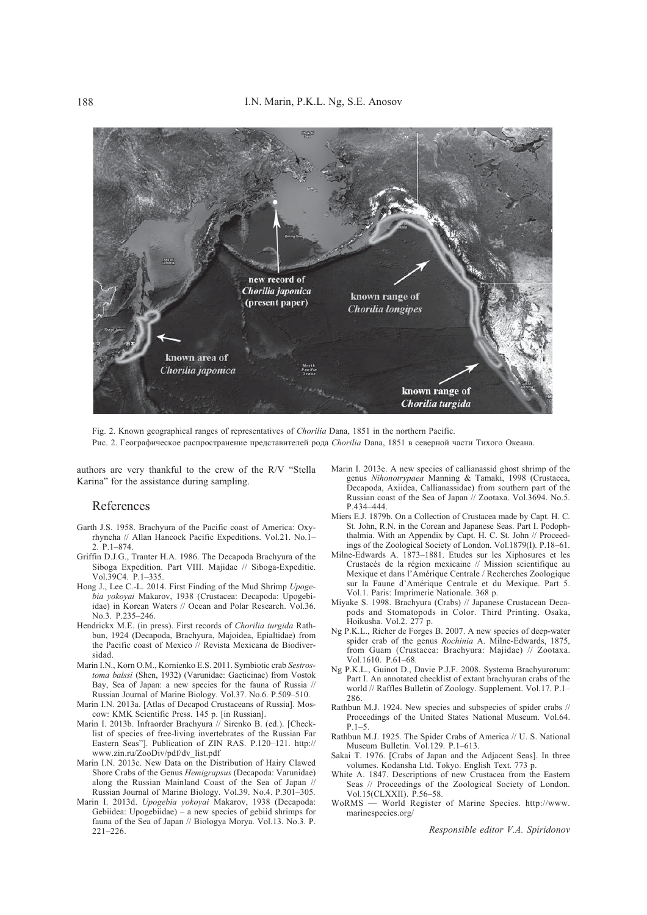new record of
*Chorilia japonica*
(present paper)

known range of
*Chorilia longipes*

known area of
*Chorilia japonica*

known range of
*Chorilia turgida*

Fig. 2. Known geographical ranges of representatives of *Chorilia* Dana, 1851 in the northern Pacific.

Рис. 2. Географическое распространение представителей рода *Chorilia* Dana, 1851 в северной части Тихого Океана.

authors are very thankful to the crew of the R/V "Stella Karina" for the assistance during sampling.

## References

Garth J.S. 1958. Brachyura of the Pacific coast of America: Oxyrhyncha // Allan Hancock Pacific Expeditions. Vol.21. No.1–2. P.1–874.

Griffin D.J.G., Tranter H.A. 1986. The Decapoda Brachyura of the Siboga Expedition. Part VIII. Majidae // Siboga-Expeditie. Vol.39C4. P.1–335.

Hong J., Lee C.-L. 2014. First Finding of the Mud Shrimp *Upogebia yokoyai* Makarov, 1938 (Crustacea: Decapoda: Upogebiidae) in Korean Waters // Ocean and Polar Research. Vol.36. No.3. P.235–246.

Hendrickx M.E. (in press). First records of *Chorilia turgida* Rathbun, 1924 (Decapoda, Brachyura, Majoidea, Epialtidae) from the Pacific coast of Mexico // Revista Mexicana de Biodiversidad.

Marin I.N., Korn O.M., Kornienko E.S. 2011. Symbiotic crab *Sestrostoma balssi* (Shen, 1932) (Varunidae: Gaeticinae) from Vostok Bay, Sea of Japan: a new species for the fauna of Russia // Russian Journal of Marine Biology. Vol.37. No.6. P.509–510.

Marin I.N. 2013a. [Atlas of Decapod Crustaceans of Russia]. Moscow: KMK Scientific Press. 145 p. [in Russian].

Marin I. 2013b. Infraorder Brachyura // Sirenko B. (ed.). [Checklist of species of free-living invertebrates of the Russian Far Eastern Seas"]. Publication of ZIN RAS. P.120–121. http://www.zin.ru/ZooDiv/pdf/dv_list.pdf

Marin I.N. 2013c. New Data on the Distribution of Hairy Clawed Shore Crabs of the Genus *Hemigrapsus* (Decapoda: Varunidae) along the Russian Mainland Coast of the Sea of Japan // Russian Journal of Marine Biology. Vol.39. No.4. P.301–305.

Marin I. 2013d. *Upogebia yokoyai* Makarov, 1938 (Decapoda: Gebiidea: Upogebiidae) – a new species of gebiid shrimps for fauna of the Sea of Japan // Biologya Morya. Vol.13. No.3. P. 221–226.

Marin I. 2013e. A new species of callianassid ghost shrimp of the genus *Nihonotrypaea* Manning & Tamaki, 1998 (Crustacea, Decapoda, Axiidea, Callianassidae) from southern part of the Russian coast of the Sea of Japan // Zootaxa. Vol.3694. No.5. P.434–444.

Miers E.J. 1879b. On a Collection of Crustacea made by Capt. H. C. St. John, R.N. in the Corean and Japanese Seas. Part I. Podophthalmia. With an Appendix by Capt. H. C. St. John // Proceedings of the Zoological Society of London. Vol.1879(I). P.18–61.

Milne-Edwards A. 1873–1881. Etudes sur les Xiphosures et les Crustacés de la région mexicaine // Mission scientifique au Mexique et dans l'Amérique Centrale / Recherches Zoologique sur la Faune d'Amérique Centrale et du Mexique. Part 5. Vol.1. Paris: Imprimerie Nationale. 368 p.

Miyake S. 1998. Brachyura (Crabs) // Japanese Crustacean Decapods and Stomatopods in Color. Third Printing. Osaka, Hoikusha. Vol.2. 277 p.

Ng P.K.L., Richer de Forges B. 2007. A new species of deep-water spider crab of the genus *Rochinia* A. Milne-Edwards, 1875, from Guam (Crustacea: Brachyura: Majidae) // Zootaxa. Vol.1610. P.61–68.

Ng P.K.L., Guinot D., Davie P.J.F. 2008. Systema Brachyurorum: Part I. An annotated checklist of extant brachyuran crabs of the world // Raffles Bulletin of Zoology. Supplement. Vol.17. P.1–286.

Rathbun M.J. 1924. New species and subspecies of spider crabs // Proceedings of the United States National Museum. Vol.64. P.1–5.

Rathbun M.J. 1925. The Spider Crabs of America // U. S. National Museum Bulletin. Vol.129. P.1–613.

Sakai T. 1976. [Crabs of Japan and the Adjacent Seas]. In three volumes. Kodansha Ltd. Tokyo. English Text. 773 p.

White A. 1847. Descriptions of new Crustacea from the Eastern Seas // Proceedings of the Zoological Society of London. Vol.15(CLXXII). P.56–58.

WoRMS — World Register of Marine Species. http://www.marinespecies.org/

*Responsible editor V.A. Spiridonov*